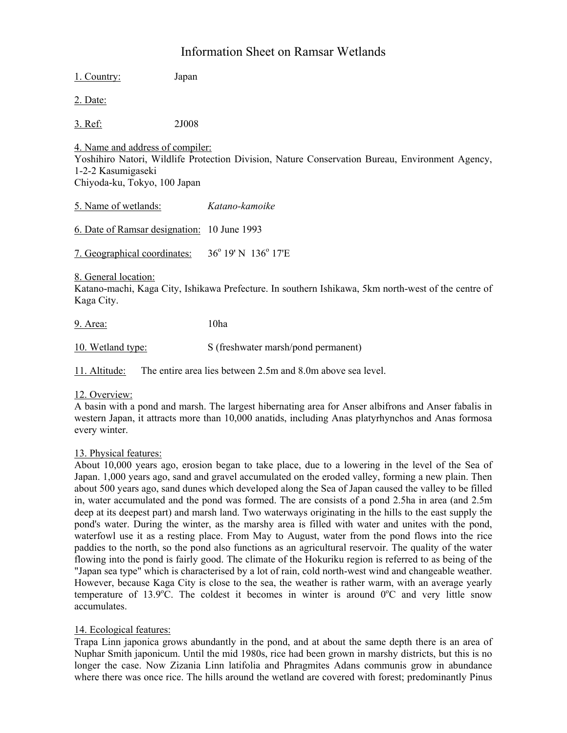# Information Sheet on Ramsar Wetlands

<u>1. Country:</u> Japan

<u>2. Date:</u>

<u>3. Ref:</u> 2J008

<u>4. Name and address of compiler:</u>
Yoshihiro Natori, Wildlife Protection Division, Nature Conservation Bureau, Environment Agency, 1-2-2 Kasumigaseki
Chiyoda-ku, Tokyo, 100 Japan

<u>5. Name of wetlands:</u> *Katano-kamoike*

<u>6. Date of Ramsar designation:</u> 10 June 1993

<u>7. Geographical coordinates:</u> 36° 19' N 136° 17'E

<u>8. General location:</u>
Katano-machi, Kaga City, Ishikawa Prefecture. In southern Ishikawa, 5km north-west of the centre of Kaga City.

<u>9. Area:</u> 10ha

<u>10. Wetland type:</u> S (freshwater marsh/pond permanent)

<u>11. Altitude:</u> The entire area lies between 2.5m and 8.0m above sea level.

<u>12. Overview:</u>
A basin with a pond and marsh. The largest hibernating area for Anser albifrons and Anser fabalis in western Japan, it attracts more than 10,000 anatids, including Anas platyrhynchos and Anas formosa every winter.

<u>13. Physical features:</u>
About 10,000 years ago, erosion began to take place, due to a lowering in the level of the Sea of Japan. 1,000 years ago, sand and gravel accumulated on the eroded valley, forming a new plain. Then about 500 years ago, sand dunes which developed along the Sea of Japan caused the valley to be filled in, water accumulated and the pond was formed. The are consists of a pond 2.5ha in area (and 2.5m deep at its deepest part) and marsh land. Two waterways originating in the hills to the east supply the pond's water. During the winter, as the marshy area is filled with water and unites with the pond, waterfowl use it as a resting place. From May to August, water from the pond flows into the rice paddies to the north, so the pond also functions as an agricultural reservoir. The quality of the water flowing into the pond is fairly good. The climate of the Hokuriku region is referred to as being of the "Japan sea type" which is characterised by a lot of rain, cold north-west wind and changeable weather. However, because Kaga City is close to the sea, the weather is rather warm, with an average yearly temperature of 13.9°C. The coldest it becomes in winter is around 0°C and very little snow accumulates.

<u>14. Ecological features:</u>
Trapa Linn japonica grows abundantly in the pond, and at about the same depth there is an area of Nuphar Smith japonicum. Until the mid 1980s, rice had been grown in marshy districts, but this is no longer the case. Now Zizania Linn latifolia and Phragmites Adans communis grow in abundance where there was once rice. The hills around the wetland are covered with forest; predominantly Pinus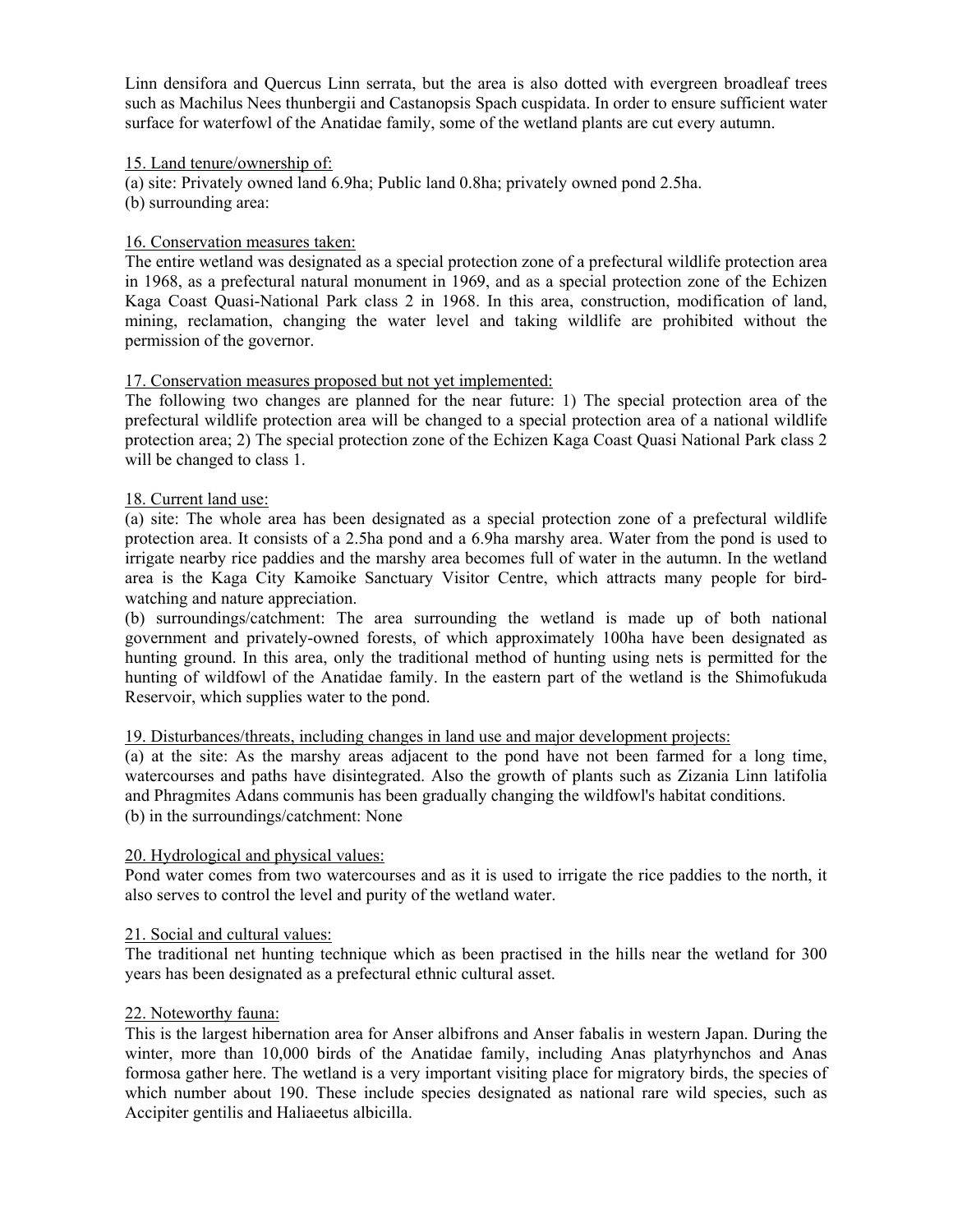Linn densifora and Quercus Linn serrata, but the area is also dotted with evergreen broadleaf trees such as Machilus Nees thunbergii and Castanopsis Spach cuspidata. In order to ensure sufficient water surface for waterfowl of the Anatidae family, some of the wetland plants are cut every autumn.

15. Land tenure/ownership of:

(a) site: Privately owned land 6.9ha; Public land 0.8ha; privately owned pond 2.5ha.

(b) surrounding area:

16. Conservation measures taken:

The entire wetland was designated as a special protection zone of a prefectural wildlife protection area in 1968, as a prefectural natural monument in 1969, and as a special protection zone of the Echizen Kaga Coast Quasi-National Park class 2 in 1968. In this area, construction, modification of land, mining, reclamation, changing the water level and taking wildlife are prohibited without the permission of the governor.

17. Conservation measures proposed but not yet implemented:

The following two changes are planned for the near future: 1) The special protection area of the prefectural wildlife protection area will be changed to a special protection area of a national wildlife protection area; 2) The special protection zone of the Echizen Kaga Coast Quasi National Park class 2 will be changed to class 1.

18. Current land use:

(a) site: The whole area has been designated as a special protection zone of a prefectural wildlife protection area. It consists of a 2.5ha pond and a 6.9ha marshy area. Water from the pond is used to irrigate nearby rice paddies and the marshy area becomes full of water in the autumn. In the wetland area is the Kaga City Kamoike Sanctuary Visitor Centre, which attracts many people for bird-watching and nature appreciation.

(b) surroundings/catchment: The area surrounding the wetland is made up of both national government and privately-owned forests, of which approximately 100ha have been designated as hunting ground. In this area, only the traditional method of hunting using nets is permitted for the hunting of wildfowl of the Anatidae family. In the eastern part of the wetland is the Shimofukuda Reservoir, which supplies water to the pond.

19. Disturbances/threats, including changes in land use and major development projects:

(a) at the site: As the marshy areas adjacent to the pond have not been farmed for a long time, watercourses and paths have disintegrated. Also the growth of plants such as Zizania Linn latifolia and Phragmites Adans communis has been gradually changing the wildfowl's habitat conditions.

(b) in the surroundings/catchment: None

20. Hydrological and physical values:

Pond water comes from two watercourses and as it is used to irrigate the rice paddies to the north, it also serves to control the level and purity of the wetland water.

21. Social and cultural values:

The traditional net hunting technique which as been practised in the hills near the wetland for 300 years has been designated as a prefectural ethnic cultural asset.

22. Noteworthy fauna:

This is the largest hibernation area for Anser albifrons and Anser fabalis in western Japan. During the winter, more than 10,000 birds of the Anatidae family, including Anas platyrhynchos and Anas formosa gather here. The wetland is a very important visiting place for migratory birds, the species of which number about 190. These include species designated as national rare wild species, such as Accipiter gentilis and Haliaeetus albicilla.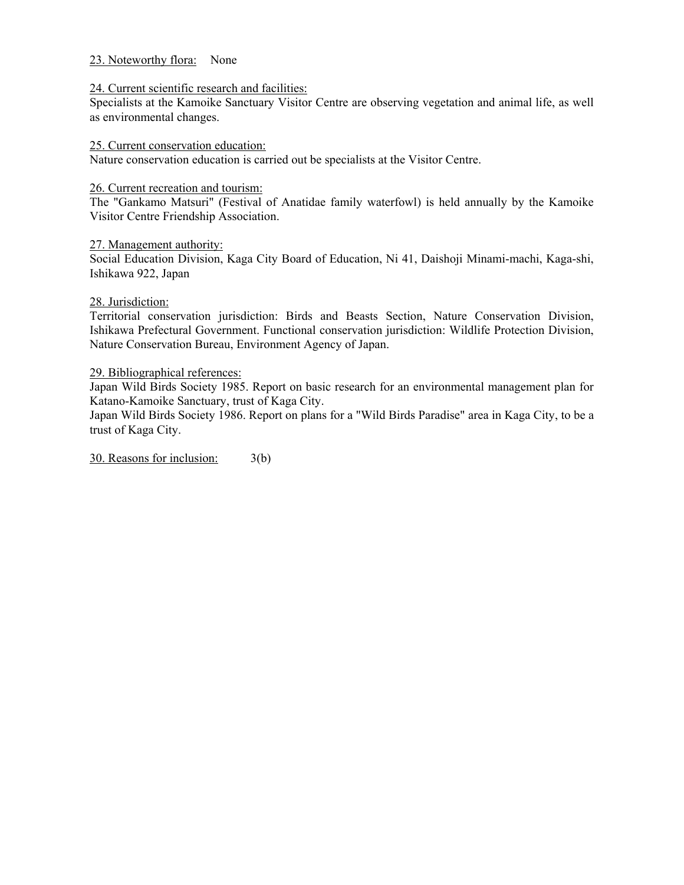23. Noteworthy flora: None

24. Current scientific research and facilities:
Specialists at the Kamoike Sanctuary Visitor Centre are observing vegetation and animal life, as well as environmental changes.

25. Current conservation education:
Nature conservation education is carried out be specialists at the Visitor Centre.

26. Current recreation and tourism:
The "Gankamo Matsuri" (Festival of Anatidae family waterfowl) is held annually by the Kamoike Visitor Centre Friendship Association.

27. Management authority:
Social Education Division, Kaga City Board of Education, Ni 41, Daishoji Minami-machi, Kaga-shi, Ishikawa 922, Japan

28. Jurisdiction:
Territorial conservation jurisdiction: Birds and Beasts Section, Nature Conservation Division, Ishikawa Prefectural Government. Functional conservation jurisdiction: Wildlife Protection Division, Nature Conservation Bureau, Environment Agency of Japan.

29. Bibliographical references:
Japan Wild Birds Society 1985. Report on basic research for an environmental management plan for Katano-Kamoike Sanctuary, trust of Kaga City.
Japan Wild Birds Society 1986. Report on plans for a "Wild Birds Paradise" area in Kaga City, to be a trust of Kaga City.

30. Reasons for inclusion: 3(b)